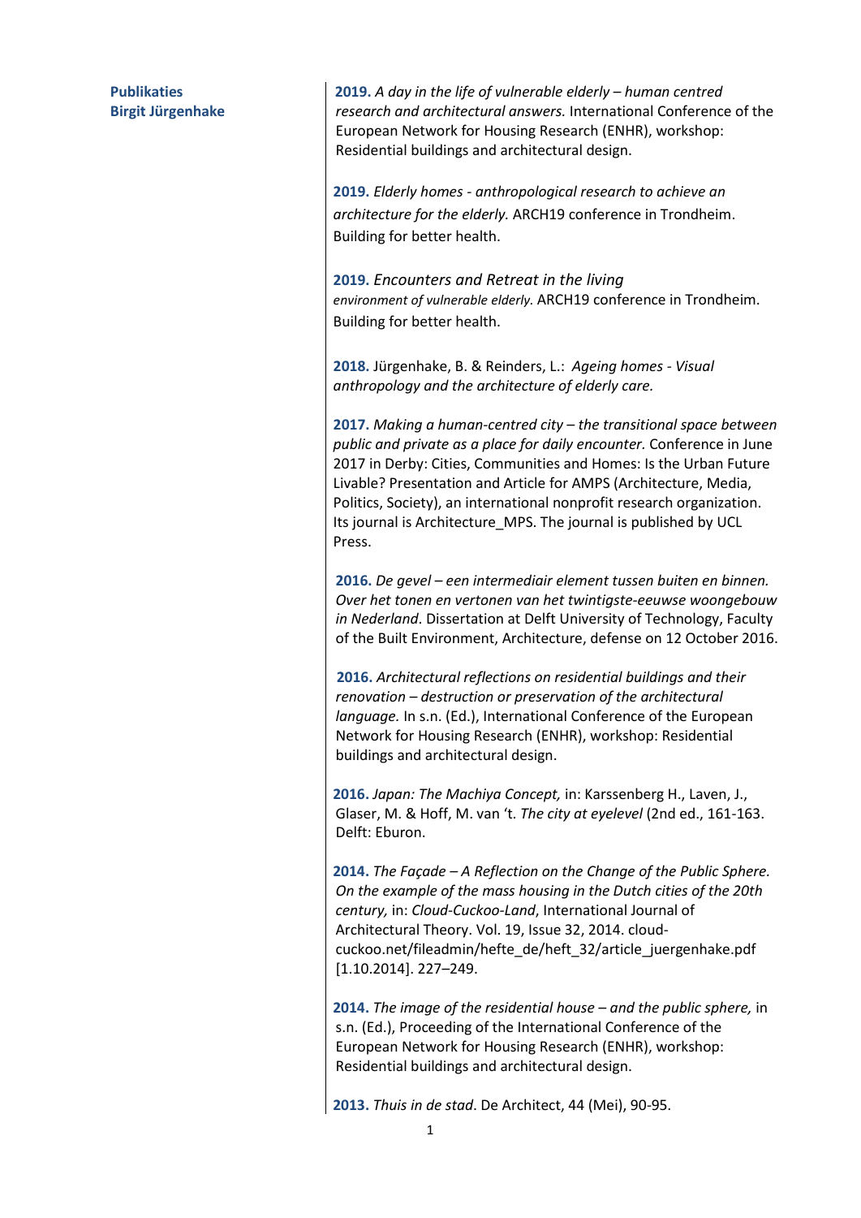**Publikaties**
**Birgit Jürgenhake**

**2019.** *A day in the life of vulnerable elderly – human centred research and architectural answers.* International Conference of the European Network for Housing Research (ENHR), workshop: Residential buildings and architectural design.

**2019.** *Elderly homes - anthropological research to achieve an architecture for the elderly.* ARCH19 conference in Trondheim. Building for better health.

**2019.** *Encounters and Retreat in the living environment of vulnerable elderly.* ARCH19 conference in Trondheim. Building for better health.

**2018.** Jürgenhake, B. & Reinders, L.: *Ageing homes - Visual anthropology and the architecture of elderly care.*

**2017.** *Making a human-centred city – the transitional space between public and private as a place for daily encounter.* Conference in June 2017 in Derby: Cities, Communities and Homes: Is the Urban Future Livable? Presentation and Article for AMPS (Architecture, Media, Politics, Society), an international nonprofit research organization. Its journal is Architecture_MPS. The journal is published by UCL Press.

**2016.** *De gevel – een intermediair element tussen buiten en binnen. Over het tonen en vertonen van het twintigste-eeuwse woongebouw in Nederland*. Dissertation at Delft University of Technology, Faculty of the Built Environment, Architecture, defense on 12 October 2016.

**2016.** *Architectural reflections on residential buildings and their renovation – destruction or preservation of the architectural language.* In s.n. (Ed.), International Conference of the European Network for Housing Research (ENHR), workshop: Residential buildings and architectural design.

**2016.** *Japan: The Machiya Concept,* in: Karssenberg H., Laven, J., Glaser, M. & Hoff, M. van 't. *The city at eyelevel* (2nd ed., 161-163. Delft: Eburon.

**2014.** *The Façade – A Reflection on the Change of the Public Sphere. On the example of the mass housing in the Dutch cities of the 20th century,* in: *Cloud-Cuckoo-Land*, International Journal of Architectural Theory. Vol. 19, Issue 32, 2014. cloud-cuckoo.net/fileadmin/hefte_de/heft_32/article_juergenhake.pdf [1.10.2014]. 227–249.

**2014.** *The image of the residential house – and the public sphere,* in s.n. (Ed.), Proceeding of the International Conference of the European Network for Housing Research (ENHR), workshop: Residential buildings and architectural design.

**2013.** *Thuis in de stad*. De Architect, 44 (Mei), 90-95.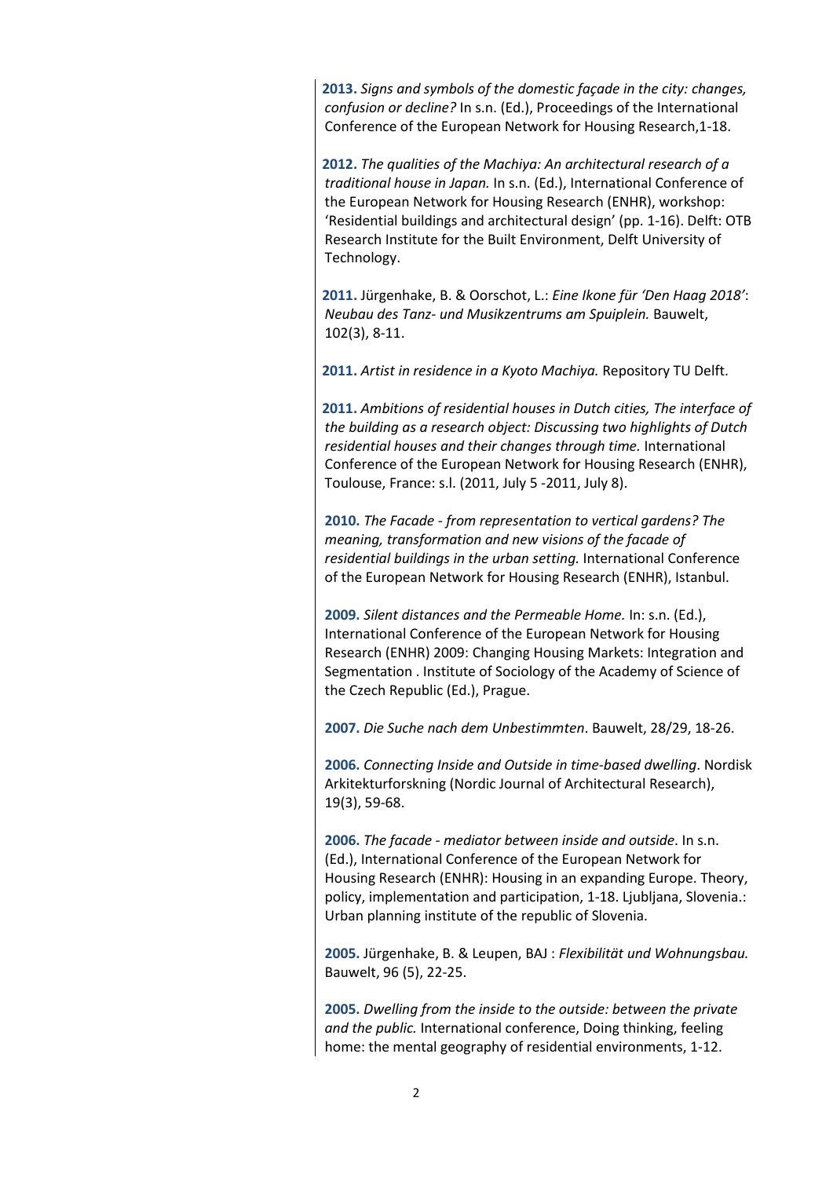**2013.** *Signs and symbols of the domestic façade in the city: changes, confusion or decline?* In s.n. (Ed.), Proceedings of the International Conference of the European Network for Housing Research,1-18.

**2012.** *The qualities of the Machiya: An architectural research of a traditional house in Japan.* In s.n. (Ed.), International Conference of the European Network for Housing Research (ENHR), workshop: 'Residential buildings and architectural design' (pp. 1-16). Delft: OTB Research Institute for the Built Environment, Delft University of Technology.

**2011.** Jürgenhake, B. & Oorschot, L.: *Eine Ikone für 'Den Haag 2018': Neubau des Tanz- und Musikzentrums am Spuiplein.* Bauwelt, 102(3), 8-11.

**2011.** *Artist in residence in a Kyoto Machiya.* Repository TU Delft.

**2011.** *Ambitions of residential houses in Dutch cities, The interface of the building as a research object: Discussing two highlights of Dutch residential houses and their changes through time.* International Conference of the European Network for Housing Research (ENHR), Toulouse, France: s.l. (2011, July 5 -2011, July 8).

**2010.** *The Facade - from representation to vertical gardens? The meaning, transformation and new visions of the facade of residential buildings in the urban setting.* International Conference of the European Network for Housing Research (ENHR), Istanbul.

**2009.** *Silent distances and the Permeable Home.* In: s.n. (Ed.), International Conference of the European Network for Housing Research (ENHR) 2009: Changing Housing Markets: Integration and Segmentation . Institute of Sociology of the Academy of Science of the Czech Republic (Ed.), Prague.

**2007.** *Die Suche nach dem Unbestimmten*. Bauwelt, 28/29, 18-26.

**2006.** *Connecting Inside and Outside in time-based dwelling*. Nordisk Arkitekturforskning (Nordic Journal of Architectural Research), 19(3), 59-68.

**2006.** *The facade - mediator between inside and outside*. In s.n. (Ed.), International Conference of the European Network for Housing Research (ENHR): Housing in an expanding Europe. Theory, policy, implementation and participation, 1-18. Ljubljana, Slovenia.: Urban planning institute of the republic of Slovenia.

**2005.** Jürgenhake, B. & Leupen, BAJ : *Flexibilität und Wohnungsbau.* Bauwelt, 96 (5), 22-25.

**2005.** *Dwelling from the inside to the outside: between the private and the public.* International conference, Doing thinking, feeling home: the mental geography of residential environments, 1-12.